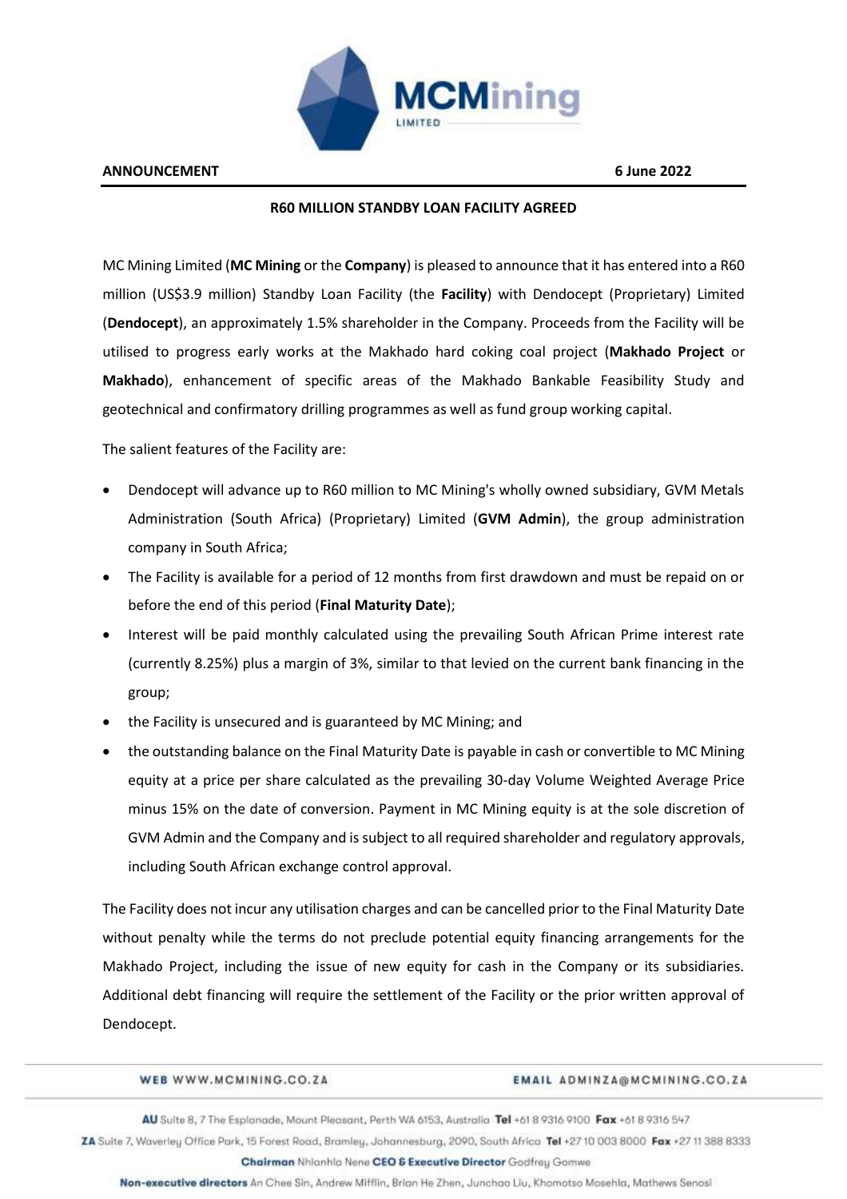**ANNOUNCEMENT** **6 June 2022**

## R60 MILLION STANDBY LOAN FACILITY AGREED

MC Mining Limited (**MC Mining** or the **Company**) is pleased to announce that it has entered into a R60 million (US$3.9 million) Standby Loan Facility (the **Facility**) with Dendocept (Proprietary) Limited (**Dendocept**), an approximately 1.5% shareholder in the Company. Proceeds from the Facility will be utilised to progress early works at the Makhado hard coking coal project (**Makhado Project** or **Makhado**), enhancement of specific areas of the Makhado Bankable Feasibility Study and geotechnical and confirmatory drilling programmes as well as fund group working capital.

The salient features of the Facility are:

- Dendocept will advance up to R60 million to MC Mining's wholly owned subsidiary, GVM Metals Administration (South Africa) (Proprietary) Limited (**GVM Admin**), the group administration company in South Africa;
- The Facility is available for a period of 12 months from first drawdown and must be repaid on or before the end of this period (**Final Maturity Date**);
- Interest will be paid monthly calculated using the prevailing South African Prime interest rate (currently 8.25%) plus a margin of 3%, similar to that levied on the current bank financing in the group;
- the Facility is unsecured and is guaranteed by MC Mining; and
- the outstanding balance on the Final Maturity Date is payable in cash or convertible to MC Mining equity at a price per share calculated as the prevailing 30-day Volume Weighted Average Price minus 15% on the date of conversion. Payment in MC Mining equity is at the sole discretion of GVM Admin and the Company and is subject to all required shareholder and regulatory approvals, including South African exchange control approval.

The Facility does not incur any utilisation charges and can be cancelled prior to the Final Maturity Date without penalty while the terms do not preclude potential equity financing arrangements for the Makhado Project, including the issue of new equity for cash in the Company or its subsidiaries. Additional debt financing will require the settlement of the Facility or the prior written approval of Dendocept.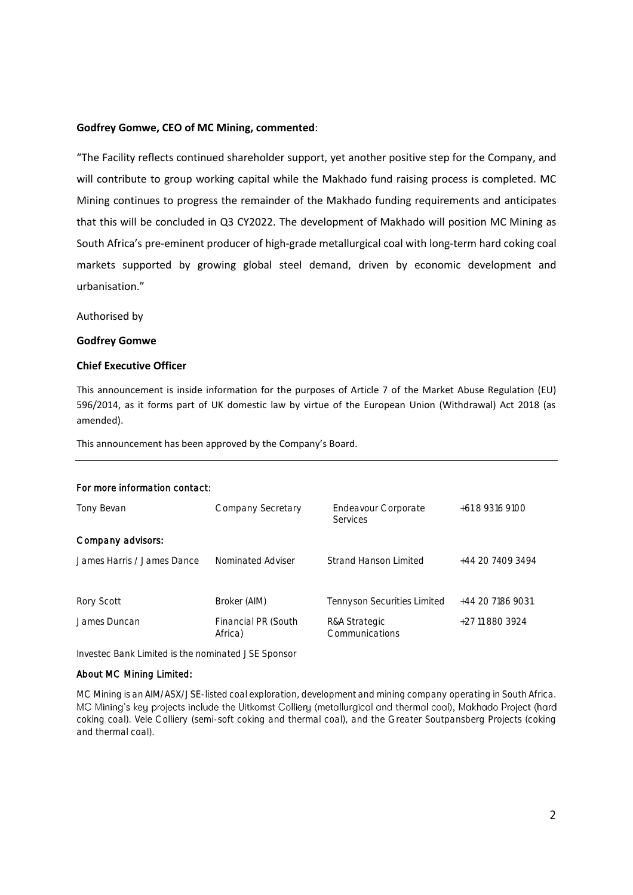**Godfrey Gomwe, CEO of MC Mining, commented**:

"The Facility reflects continued shareholder support, yet another positive step for the Company, and will contribute to group working capital while the Makhado fund raising process is completed. MC Mining continues to progress the remainder of the Makhado funding requirements and anticipates that this will be concluded in Q3 CY2022. The development of Makhado will position MC Mining as South Africa's pre-eminent producer of high-grade metallurgical coal with long-term hard coking coal markets supported by growing global steel demand, driven by economic development and urbanisation."

Authorised by

**Godfrey Gomwe**

**Chief Executive Officer**

This announcement is inside information for the purposes of Article 7 of the Market Abuse Regulation (EU) 596/2014, as it forms part of UK domestic law by virtue of the European Union (Withdrawal) Act 2018 (as amended).

This announcement has been approved by the Company's Board.

---

**For more information contact:**

| | | | |
|---|---|---|---|
| Tony Bevan | Company Secretary | Endeavour Corporate Services | +61 8 9316 9100 |
| **Company advisors:** | | | |
| James Harris / James Dance | Nominated Adviser | Strand Hanson Limited | +44 20 7409 3494 |
| Rory Scott | Broker (AIM) | Tennyson Securities Limited | +44 20 7186 9031 |
| James Duncan | Financial PR (South Africa) | R&A Strategic Communications | +27 11 880 3924 |

Investec Bank Limited is the nominated JSE Sponsor

**About MC Mining Limited:**

MC Mining is an AIM/ASX/JSE-listed coal exploration, development and mining company operating in South Africa. MC Mining's key projects include the Uitkomst Colliery (metallurgical and thermal coal), Makhado Project (hard coking coal). Vele Colliery (semi-soft coking and thermal coal), and the Greater Soutpansberg Projects (coking and thermal coal).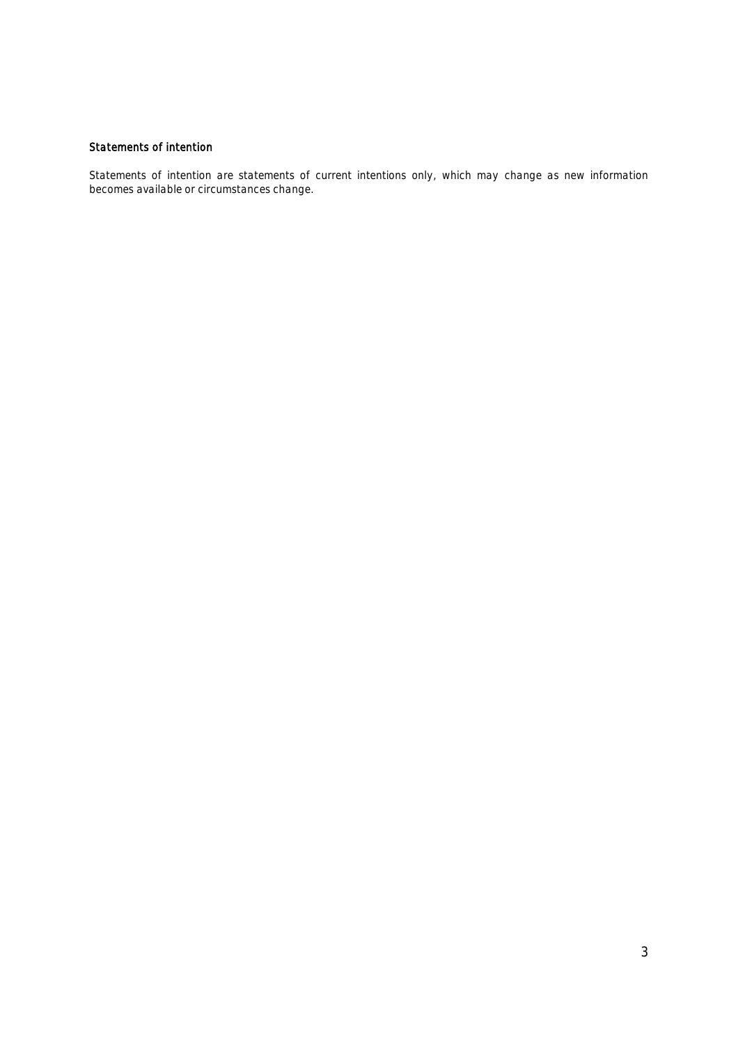### Statements of intention

Statements of intention are statements of current intentions only, which may change as new information becomes available or circumstances change.